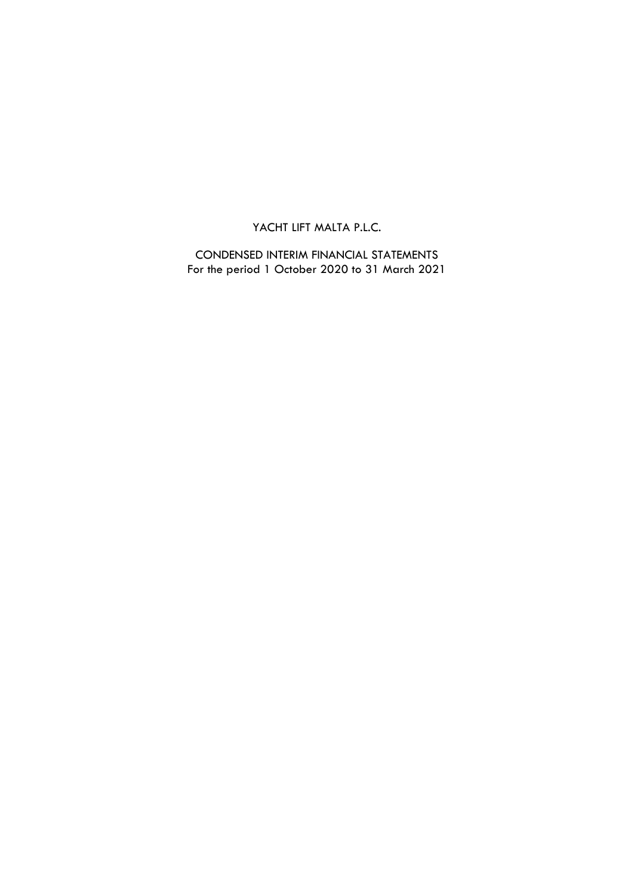# YACHT LIFT MALTA P.L.C.

## CONDENSED INTERIM FINANCIAL STATEMENTS
For the period 1 October 2020 to 31 March 2021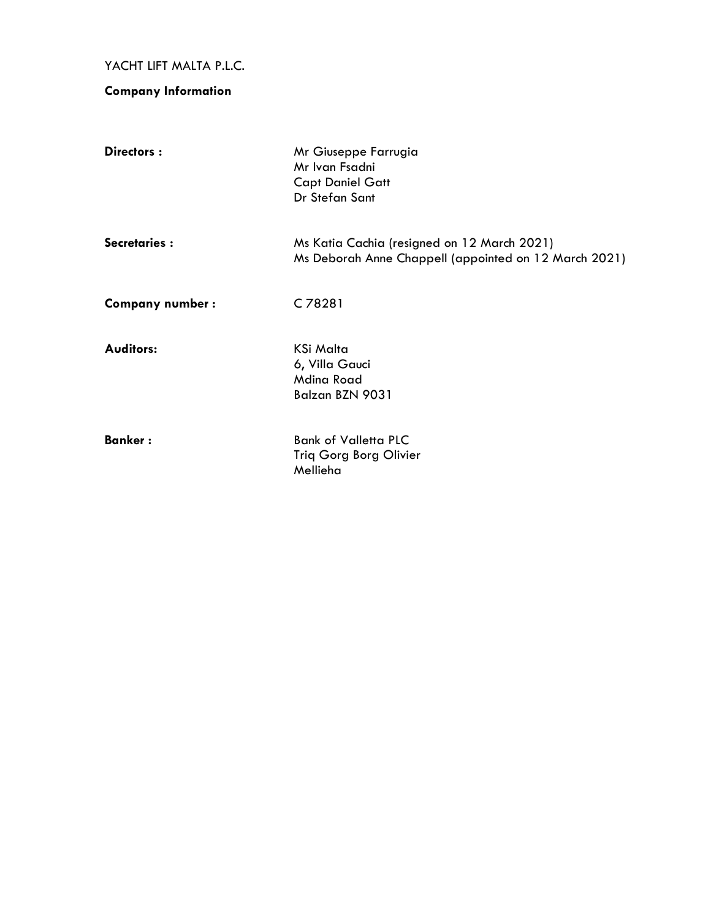YACHT LIFT MALTA P.L.C.

**Company Information**

| | |
|---|---|
| **Directors :** | Mr Giuseppe Farrugia<br>Mr Ivan Fsadni<br>Capt Daniel Gatt<br>Dr Stefan Sant |
| **Secretaries :** | Ms Katia Cachia (resigned on 12 March 2021)<br>Ms Deborah Anne Chappell (appointed on 12 March 2021) |
| **Company number :** | C 78281 |
| **Auditors:** | KSi Malta<br>6, Villa Gauci<br>Mdina Road<br>Balzan BZN 9031 |
| **Banker :** | Bank of Valletta PLC<br>Triq Gorg Borg Olivier<br>Mellieha |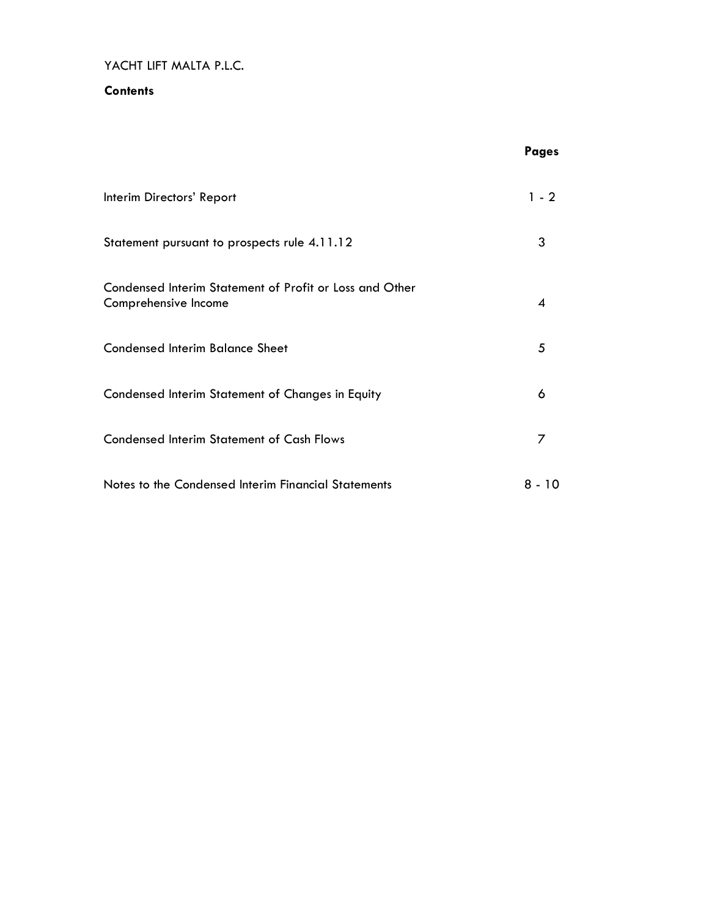YACHT LIFT MALTA P.L.C.

**Contents**

| | **Pages** |
|---|---|
| Interim Directors' Report | 1 - 2 |
| Statement pursuant to prospects rule 4.11.12 | 3 |
| Condensed Interim Statement of Profit or Loss and Other Comprehensive Income | 4 |
| Condensed Interim Balance Sheet | 5 |
| Condensed Interim Statement of Changes in Equity | 6 |
| Condensed Interim Statement of Cash Flows | 7 |
| Notes to the Condensed Interim Financial Statements | 8 - 10 |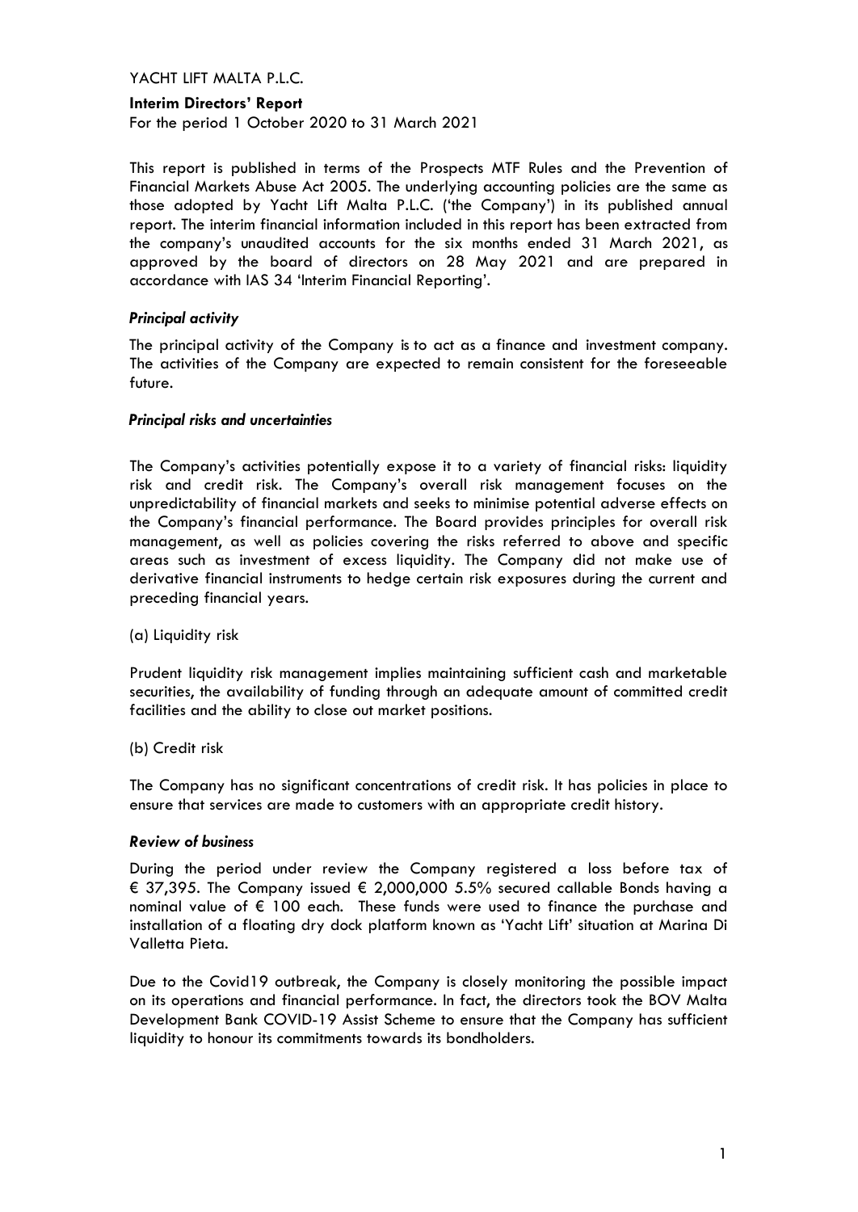YACHT LIFT MALTA P.L.C.

**Interim Directors' Report**

For the period 1 October 2020 to 31 March 2021

This report is published in terms of the Prospects MTF Rules and the Prevention of Financial Markets Abuse Act 2005. The underlying accounting policies are the same as those adopted by Yacht Lift Malta P.L.C. ('the Company') in its published annual report. The interim financial information included in this report has been extracted from the company's unaudited accounts for the six months ended 31 March 2021, as approved by the board of directors on 28 May 2021 and are prepared in accordance with IAS 34 'Interim Financial Reporting'.

***Principal activity***

The principal activity of the Company is to act as a finance and investment company. The activities of the Company are expected to remain consistent for the foreseeable future.

***Principal risks and uncertainties***

The Company's activities potentially expose it to a variety of financial risks: liquidity risk and credit risk. The Company's overall risk management focuses on the unpredictability of financial markets and seeks to minimise potential adverse effects on the Company's financial performance. The Board provides principles for overall risk management, as well as policies covering the risks referred to above and specific areas such as investment of excess liquidity. The Company did not make use of derivative financial instruments to hedge certain risk exposures during the current and preceding financial years.

(a) Liquidity risk

Prudent liquidity risk management implies maintaining sufficient cash and marketable securities, the availability of funding through an adequate amount of committed credit facilities and the ability to close out market positions.

(b) Credit risk

The Company has no significant concentrations of credit risk. It has policies in place to ensure that services are made to customers with an appropriate credit history.

***Review of business***

During the period under review the Company registered a loss before tax of € 37,395. The Company issued € 2,000,000 5.5% secured callable Bonds having a nominal value of € 100 each. These funds were used to finance the purchase and installation of a floating dry dock platform known as 'Yacht Lift' situation at Marina Di Valletta Pieta.

Due to the Covid19 outbreak, the Company is closely monitoring the possible impact on its operations and financial performance. In fact, the directors took the BOV Malta Development Bank COVID-19 Assist Scheme to ensure that the Company has sufficient liquidity to honour its commitments towards its bondholders.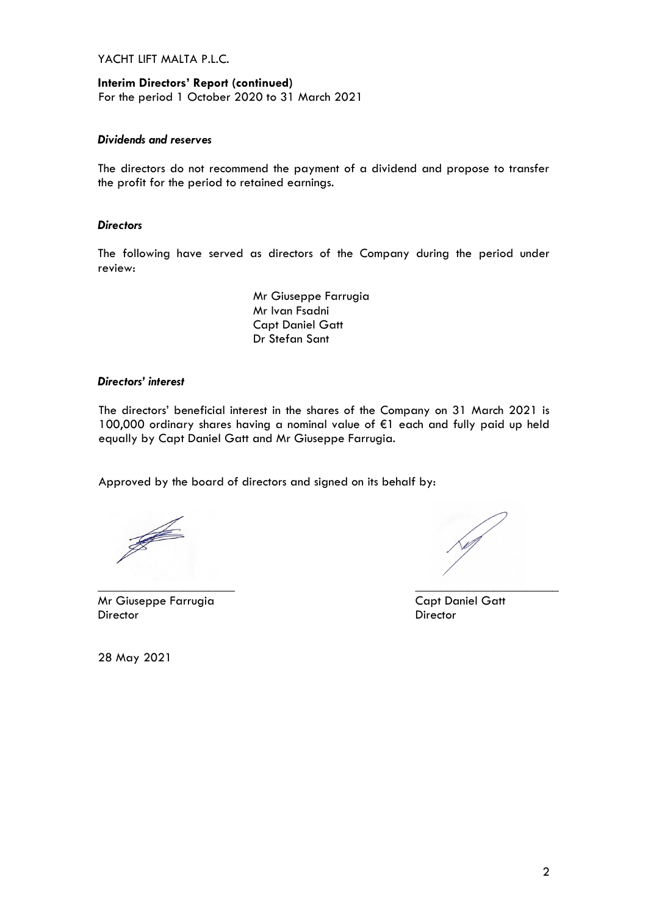YACHT LIFT MALTA P.L.C.

**Interim Directors' Report (continued)**
For the period 1 October 2020 to 31 March 2021

### *Dividends and reserves*

The directors do not recommend the payment of a dividend and propose to transfer the profit for the period to retained earnings.

### *Directors*

The following have served as directors of the Company during the period under review:

Mr Giuseppe Farrugia
Mr Ivan Fsadni
Capt Daniel Gatt
Dr Stefan Sant

### *Directors' interest*

The directors' beneficial interest in the shares of the Company on 31 March 2021 is 100,000 ordinary shares having a nominal value of €1 each and fully paid up held equally by Capt Daniel Gatt and Mr Giuseppe Farrugia.

Approved by the board of directors and signed on its behalf by:

Mr Giuseppe Farrugia
Director

Capt Daniel Gatt
Director

28 May 2021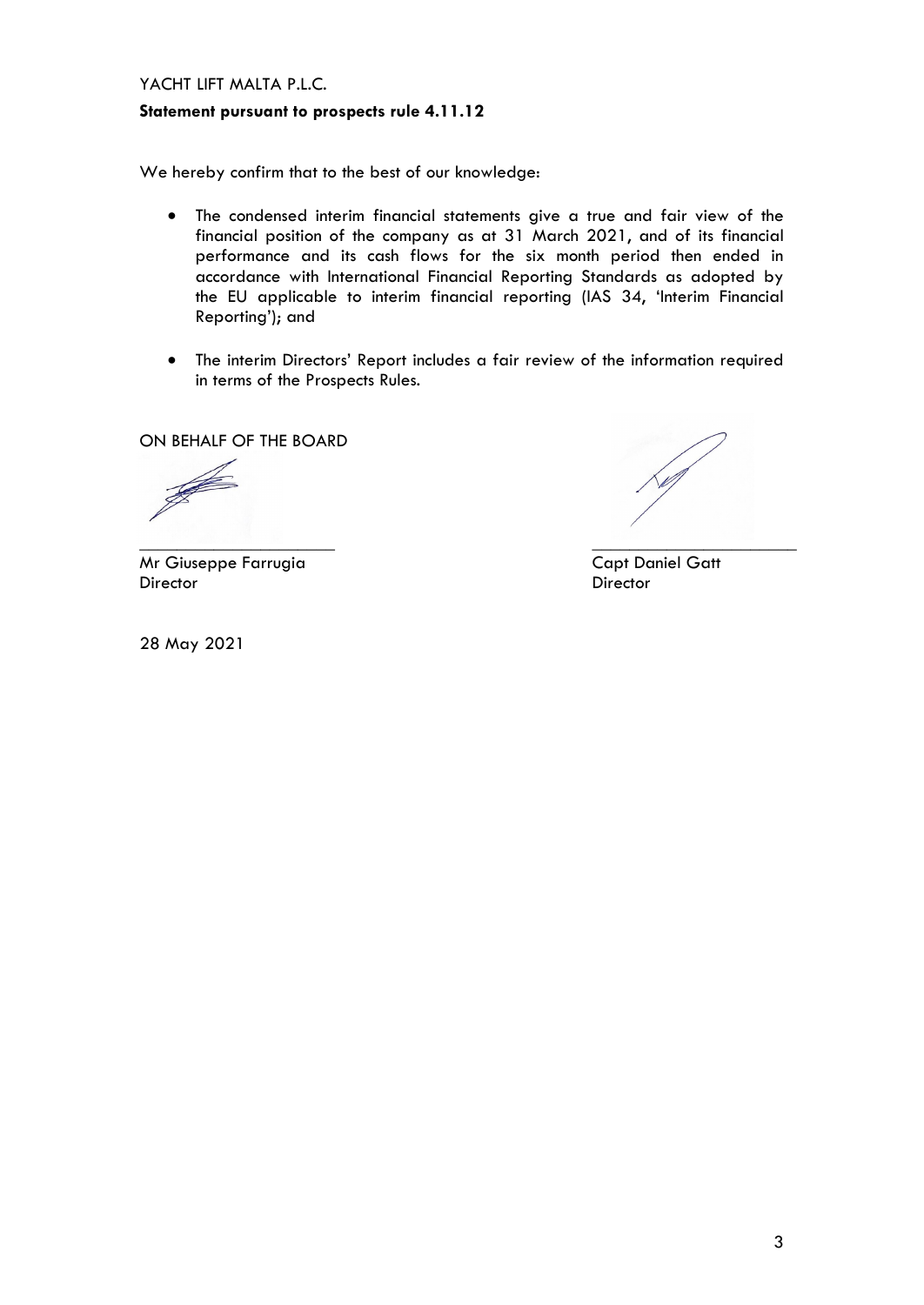YACHT LIFT MALTA P.L.C.

**Statement pursuant to prospects rule 4.11.12**

We hereby confirm that to the best of our knowledge:

- The condensed interim financial statements give a true and fair view of the financial position of the company as at 31 March 2021, and of its financial performance and its cash flows for the six month period then ended in accordance with International Financial Reporting Standards as adopted by the EU applicable to interim financial reporting (IAS 34, 'Interim Financial Reporting'); and
- The interim Directors' Report includes a fair review of the information required in terms of the Prospects Rules.

ON BEHALF OF THE BOARD

Mr Giuseppe Farrugia
Director

Capt Daniel Gatt
Director

28 May 2021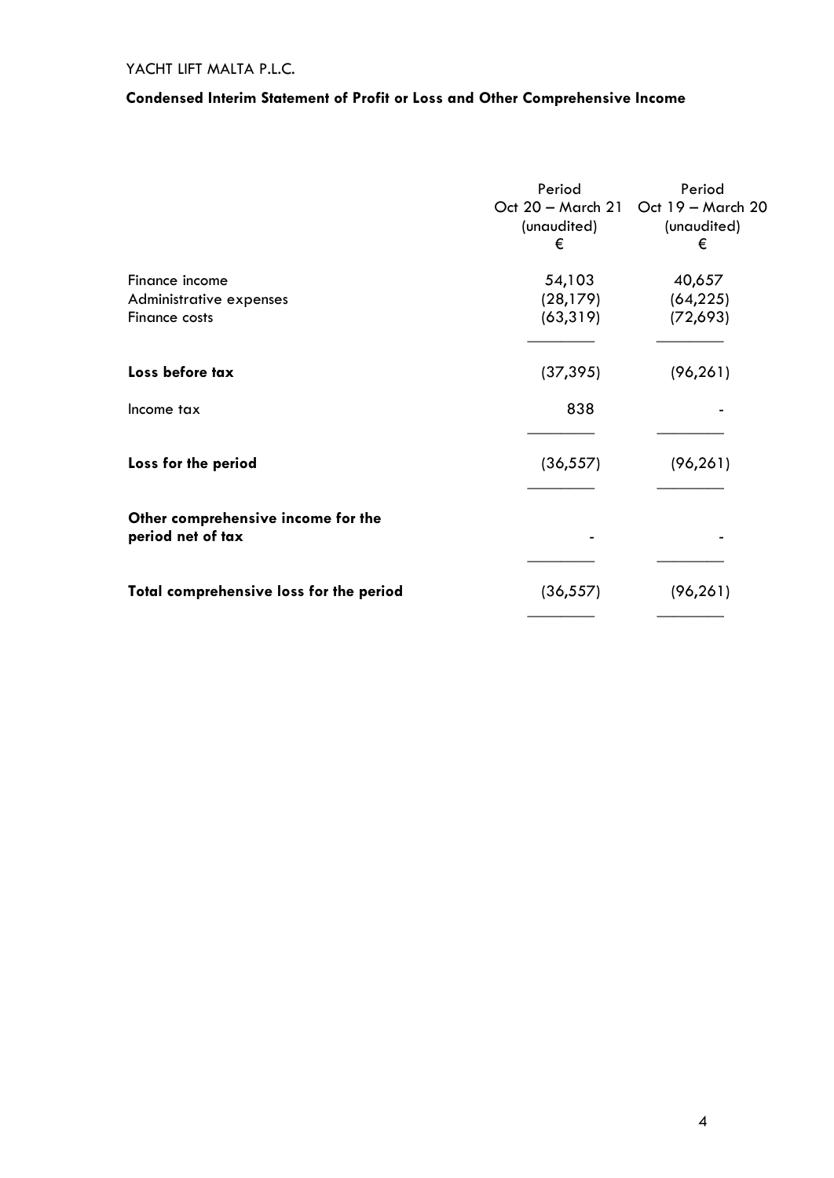YACHT LIFT MALTA P.L.C.

**Condensed Interim Statement of Profit or Loss and Other Comprehensive Income**

| | Period Oct 20 – March 21 (unaudited) € | Period Oct 19 – March 20 (unaudited) € |
|---|---|---|
| Finance income | 54,103 | 40,657 |
| Administrative expenses | (28,179) | (64,225) |
| Finance costs | (63,319) | (72,693) |
| **Loss before tax** | (37,395) | (96,261) |
| Income tax | 838 | - |
| **Loss for the period** | (36,557) | (96,261) |
| **Other comprehensive income for the period net of tax** | - | - |
| **Total comprehensive loss for the period** | (36,557) | (96,261) |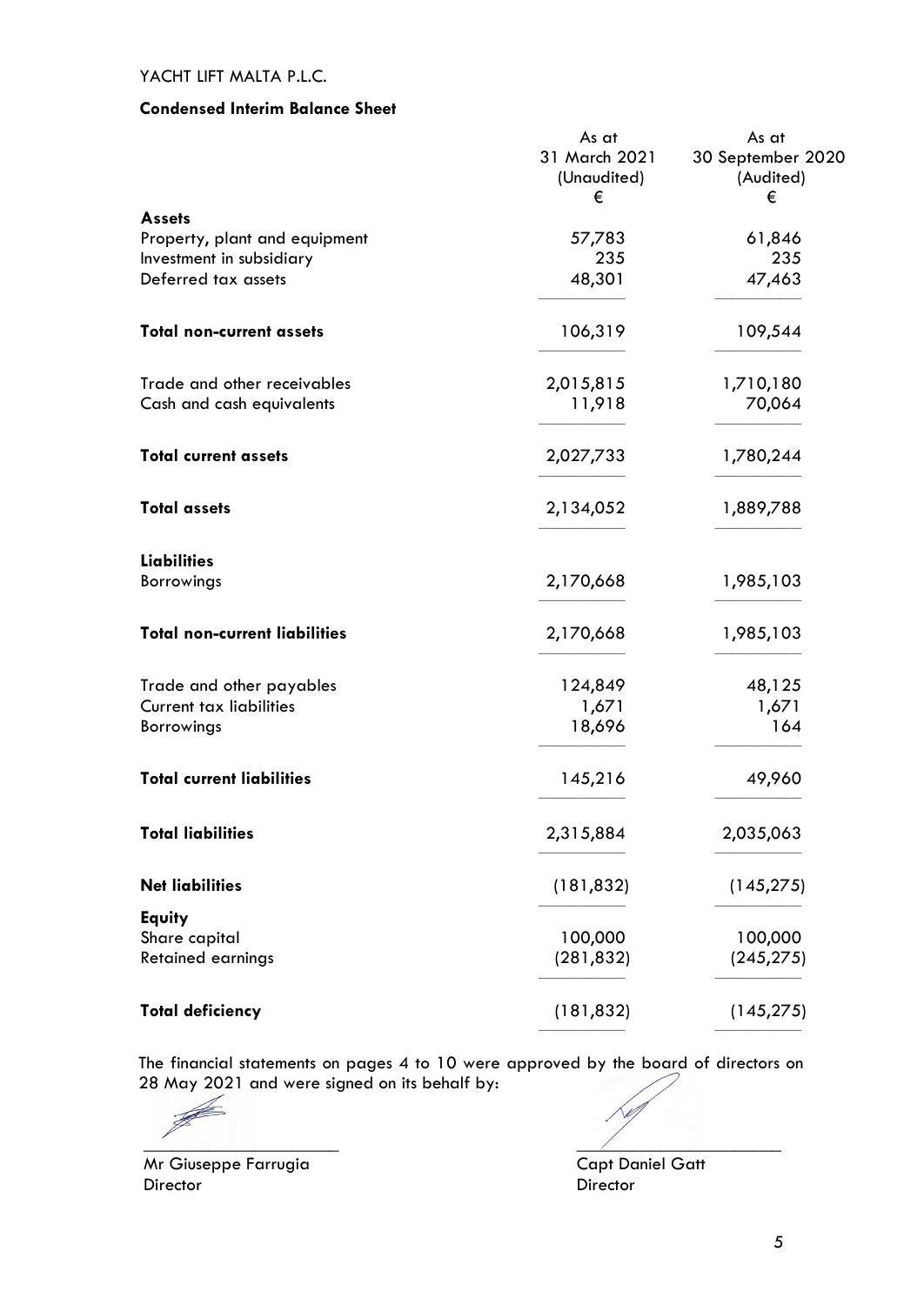YACHT LIFT MALTA P.L.C.

**Condensed Interim Balance Sheet**

| | As at 31 March 2021 (Unaudited) € | As at 30 September 2020 (Audited) € |
|---|---|---|
| **Assets** | | |
| Property, plant and equipment | 57,783 | 61,846 |
| Investment in subsidiary | 235 | 235 |
| Deferred tax assets | 48,301 | 47,463 |
| **Total non-current assets** | 106,319 | 109,544 |
| Trade and other receivables | 2,015,815 | 1,710,180 |
| Cash and cash equivalents | 11,918 | 70,064 |
| **Total current assets** | 2,027,733 | 1,780,244 |
| **Total assets** | 2,134,052 | 1,889,788 |
| **Liabilities** | | |
| Borrowings | 2,170,668 | 1,985,103 |
| **Total non-current liabilities** | 2,170,668 | 1,985,103 |
| Trade and other payables | 124,849 | 48,125 |
| Current tax liabilities | 1,671 | 1,671 |
| Borrowings | 18,696 | 164 |
| **Total current liabilities** | 145,216 | 49,960 |
| **Total liabilities** | 2,315,884 | 2,035,063 |
| **Net liabilities** | (181,832) | (145,275) |
| **Equity** | | |
| Share capital | 100,000 | 100,000 |
| Retained earnings | (281,832) | (245,275) |
| **Total deficiency** | (181,832) | (145,275) |

The financial statements on pages 4 to 10 were approved by the board of directors on 28 May 2021 and were signed on its behalf by:

Mr Giuseppe Farrugia
Director

Capt Daniel Gatt
Director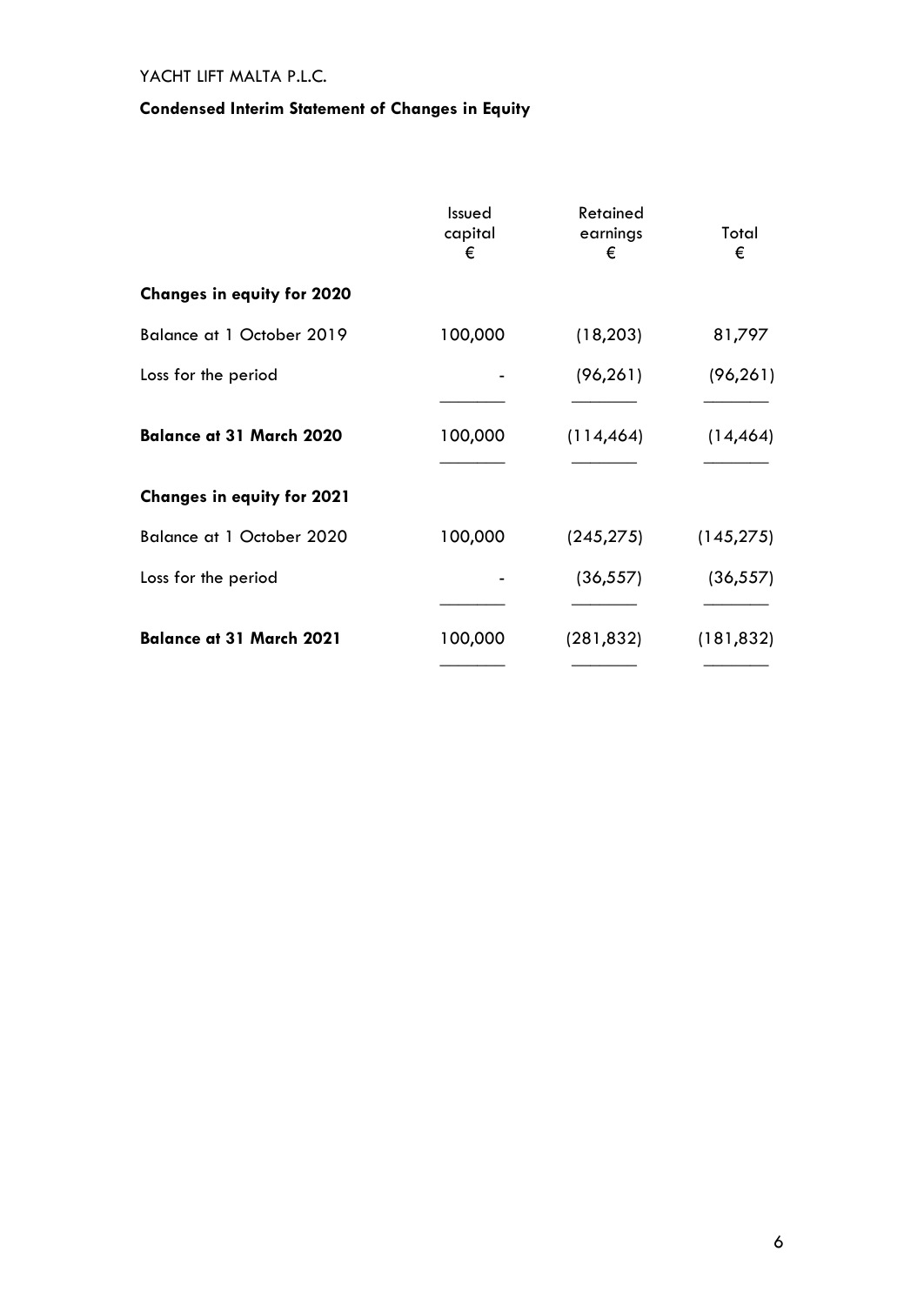YACHT LIFT MALTA P.L.C.

**Condensed Interim Statement of Changes in Equity**

| | Issued capital € | Retained earnings € | Total € |
|---|---|---|---|
| **Changes in equity for 2020** | | | |
| Balance at 1 October 2019 | 100,000 | (18,203) | 81,797 |
| Loss for the period | - | (96,261) | (96,261) |
| **Balance at 31 March 2020** | 100,000 | (114,464) | (14,464) |
| **Changes in equity for 2021** | | | |
| Balance at 1 October 2020 | 100,000 | (245,275) | (145,275) |
| Loss for the period | - | (36,557) | (36,557) |
| **Balance at 31 March 2021** | 100,000 | (281,832) | (181,832) |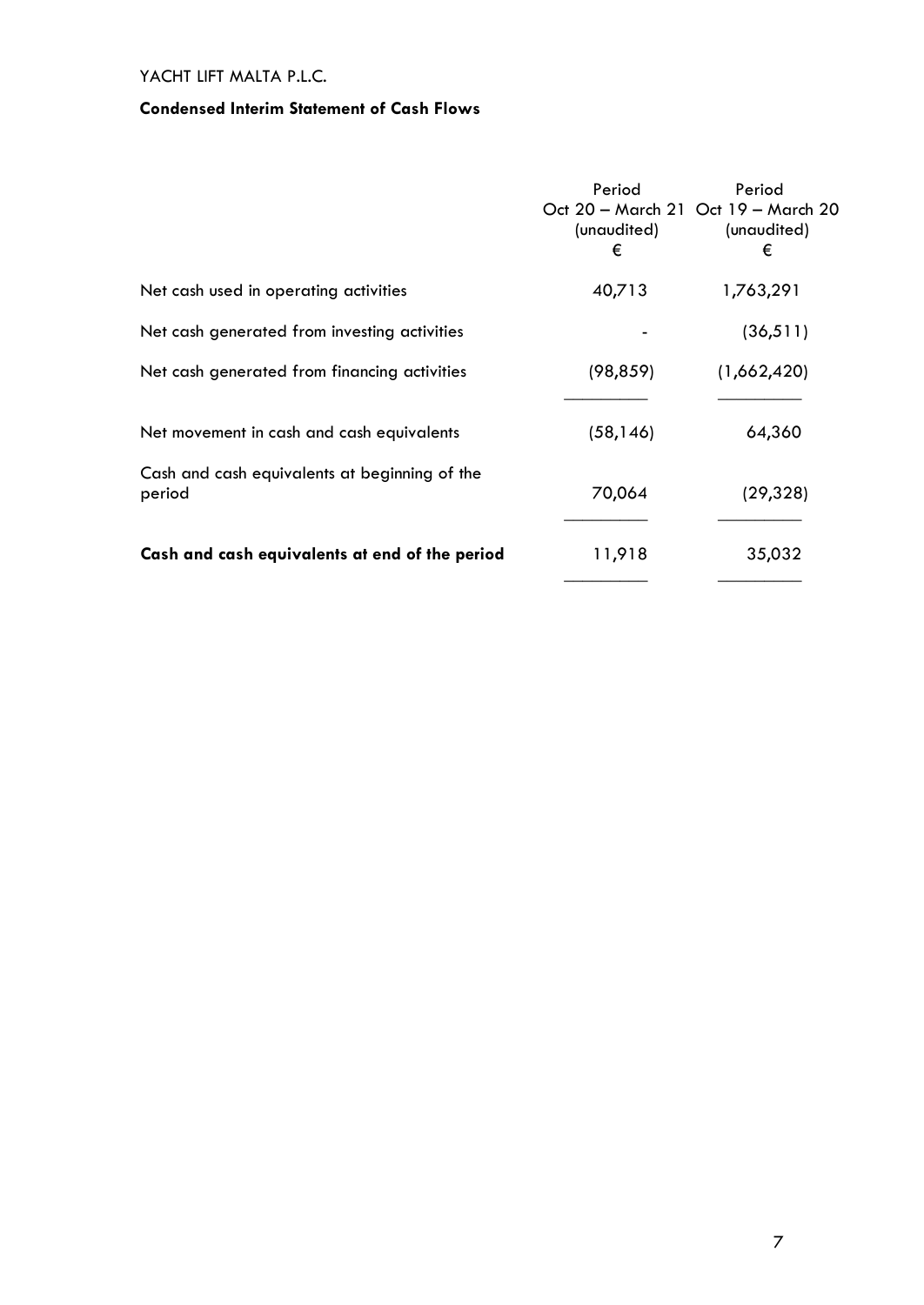YACHT LIFT MALTA P.L.C.

**Condensed Interim Statement of Cash Flows**

| | Period Oct 20 – March 21 (unaudited) € | Period Oct 19 – March 20 (unaudited) € |
|---|---|---|
| Net cash used in operating activities | 40,713 | 1,763,291 |
| Net cash generated from investing activities | - | (36,511) |
| Net cash generated from financing activities | (98,859) | (1,662,420) |
| Net movement in cash and cash equivalents | (58,146) | 64,360 |
| Cash and cash equivalents at beginning of the period | 70,064 | (29,328) |
| **Cash and cash equivalents at end of the period** | 11,918 | 35,032 |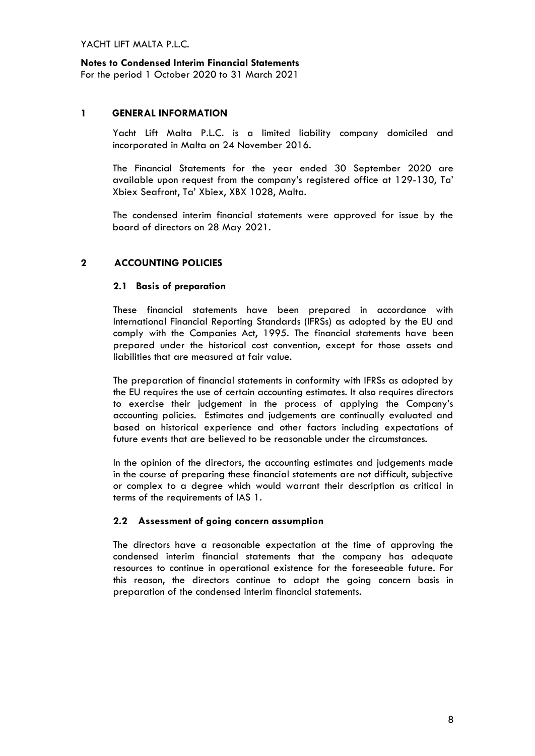YACHT LIFT MALTA P.L.C.

**Notes to Condensed Interim Financial Statements**

For the period 1 October 2020 to 31 March 2021

## 1 GENERAL INFORMATION

Yacht Lift Malta P.L.C. is a limited liability company domiciled and incorporated in Malta on 24 November 2016.

The Financial Statements for the year ended 30 September 2020 are available upon request from the company's registered office at 129-130, Ta' Xbiex Seafront, Ta' Xbiex, XBX 1028, Malta.

The condensed interim financial statements were approved for issue by the board of directors on 28 May 2021.

## 2 ACCOUNTING POLICIES

### 2.1 Basis of preparation

These financial statements have been prepared in accordance with International Financial Reporting Standards (IFRSs) as adopted by the EU and comply with the Companies Act, 1995. The financial statements have been prepared under the historical cost convention, except for those assets and liabilities that are measured at fair value.

The preparation of financial statements in conformity with IFRSs as adopted by the EU requires the use of certain accounting estimates. It also requires directors to exercise their judgement in the process of applying the Company's accounting policies. Estimates and judgements are continually evaluated and based on historical experience and other factors including expectations of future events that are believed to be reasonable under the circumstances.

In the opinion of the directors, the accounting estimates and judgements made in the course of preparing these financial statements are not difficult, subjective or complex to a degree which would warrant their description as critical in terms of the requirements of IAS 1.

### 2.2 Assessment of going concern assumption

The directors have a reasonable expectation at the time of approving the condensed interim financial statements that the company has adequate resources to continue in operational existence for the foreseeable future. For this reason, the directors continue to adopt the going concern basis in preparation of the condensed interim financial statements.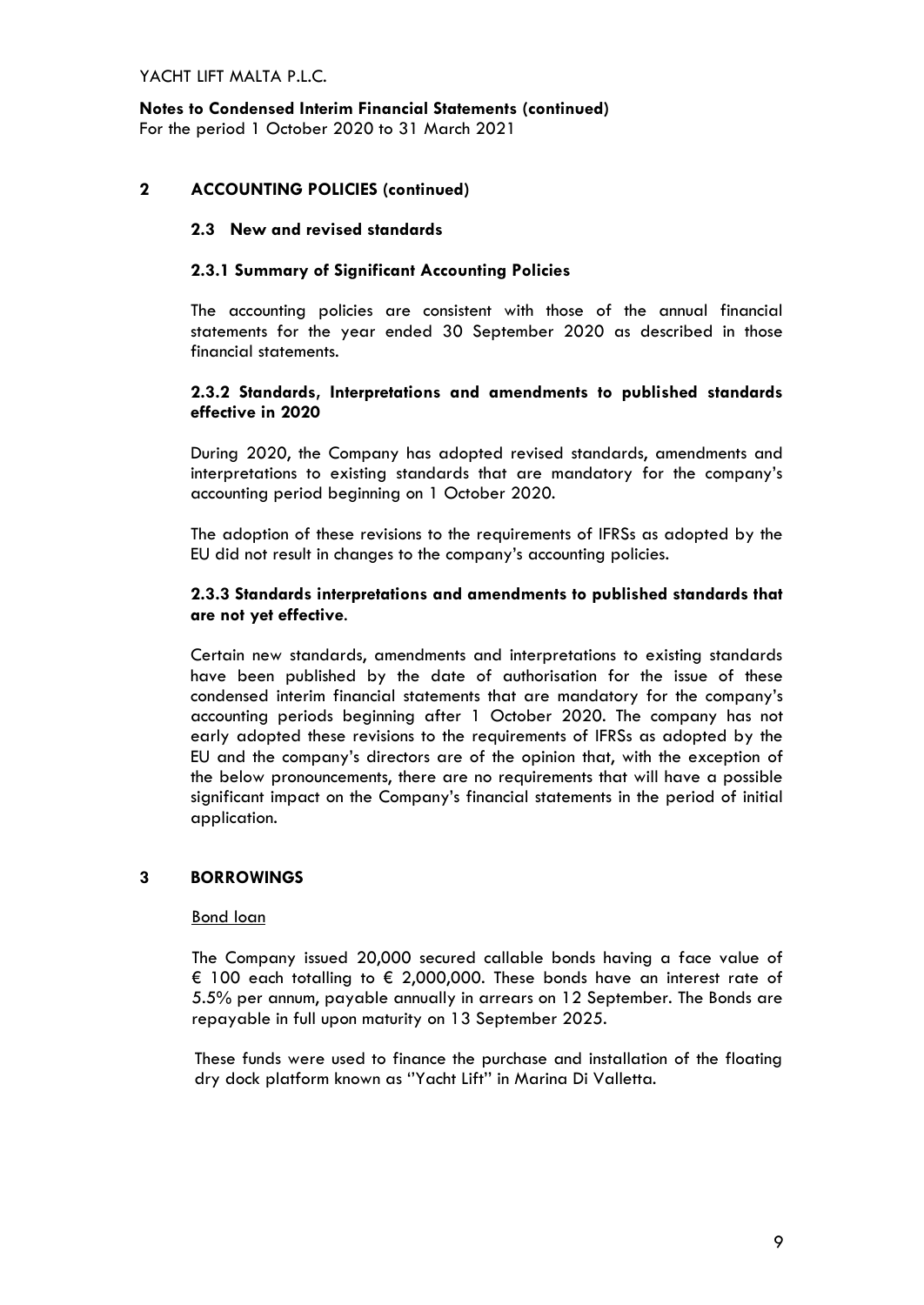**Notes to Condensed Interim Financial Statements (continued)**
For the period 1 October 2020 to 31 March 2021

## 2 ACCOUNTING POLICIES (continued)

### 2.3 New and revised standards

#### 2.3.1 Summary of Significant Accounting Policies

The accounting policies are consistent with those of the annual financial statements for the year ended 30 September 2020 as described in those financial statements.

#### 2.3.2 Standards, Interpretations and amendments to published standards effective in 2020

During 2020, the Company has adopted revised standards, amendments and interpretations to existing standards that are mandatory for the company's accounting period beginning on 1 October 2020.

The adoption of these revisions to the requirements of IFRSs as adopted by the EU did not result in changes to the company's accounting policies.

#### 2.3.3 Standards interpretations and amendments to published standards that are not yet effective.

Certain new standards, amendments and interpretations to existing standards have been published by the date of authorisation for the issue of these condensed interim financial statements that are mandatory for the company's accounting periods beginning after 1 October 2020. The company has not early adopted these revisions to the requirements of IFRSs as adopted by the EU and the company's directors are of the opinion that, with the exception of the below pronouncements, there are no requirements that will have a possible significant impact on the Company's financial statements in the period of initial application.

## 3 BORROWINGS

Bond loan

The Company issued 20,000 secured callable bonds having a face value of € 100 each totalling to € 2,000,000. These bonds have an interest rate of 5.5% per annum, payable annually in arrears on 12 September. The Bonds are repayable in full upon maturity on 13 September 2025.

These funds were used to finance the purchase and installation of the floating dry dock platform known as ''Yacht Lift'' in Marina Di Valletta.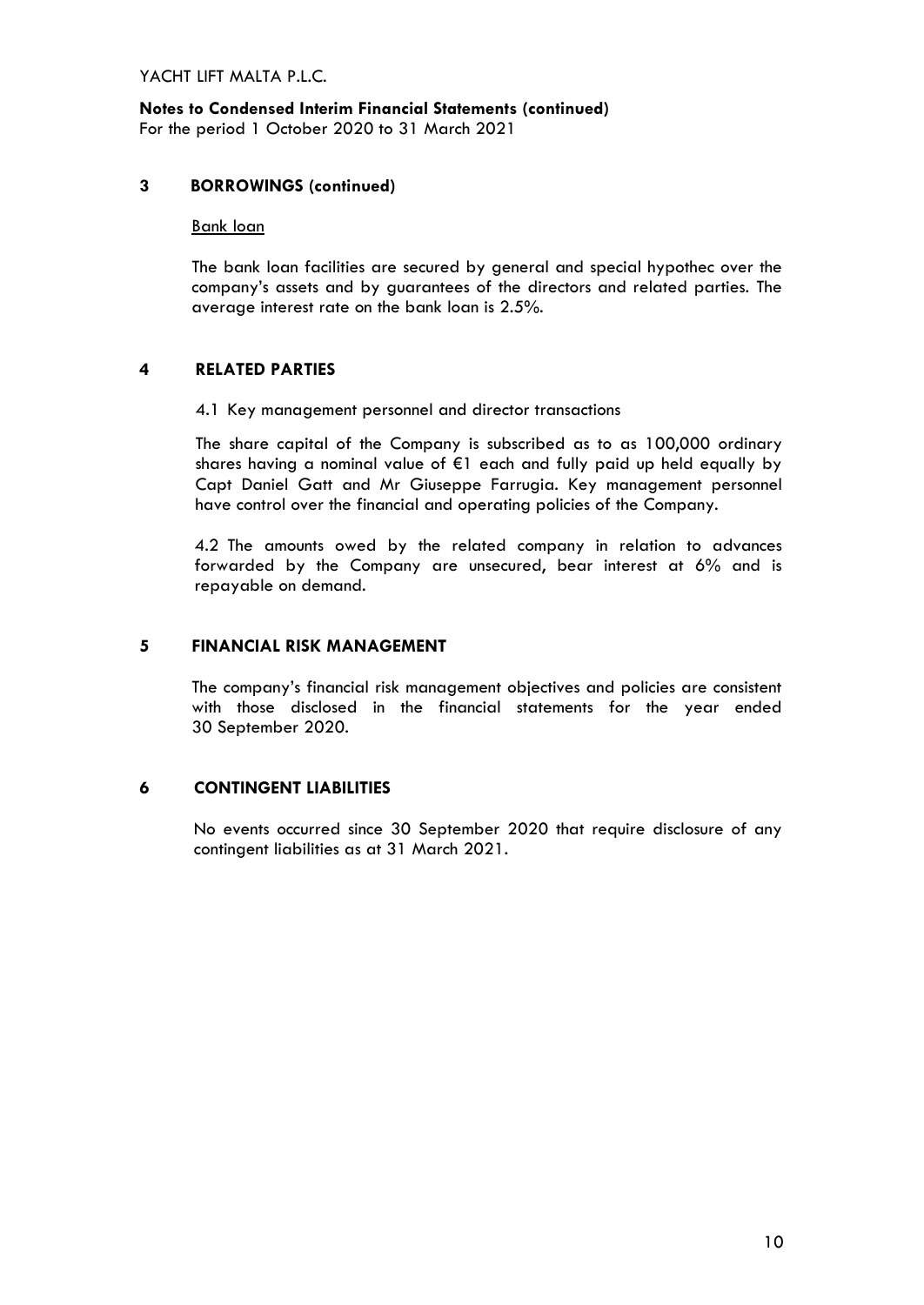YACHT LIFT MALTA P.L.C.

**Notes to Condensed Interim Financial Statements (continued)**
For the period 1 October 2020 to 31 March 2021

## 3 BORROWINGS (continued)

Bank loan

The bank loan facilities are secured by general and special hypothec over the company's assets and by guarantees of the directors and related parties. The average interest rate on the bank loan is 2.5%.

## 4 RELATED PARTIES

4.1 Key management personnel and director transactions

The share capital of the Company is subscribed as to as 100,000 ordinary shares having a nominal value of €1 each and fully paid up held equally by Capt Daniel Gatt and Mr Giuseppe Farrugia. Key management personnel have control over the financial and operating policies of the Company.

4.2 The amounts owed by the related company in relation to advances forwarded by the Company are unsecured, bear interest at 6% and is repayable on demand.

## 5 FINANCIAL RISK MANAGEMENT

The company's financial risk management objectives and policies are consistent with those disclosed in the financial statements for the year ended 30 September 2020.

## 6 CONTINGENT LIABILITIES

No events occurred since 30 September 2020 that require disclosure of any contingent liabilities as at 31 March 2021.